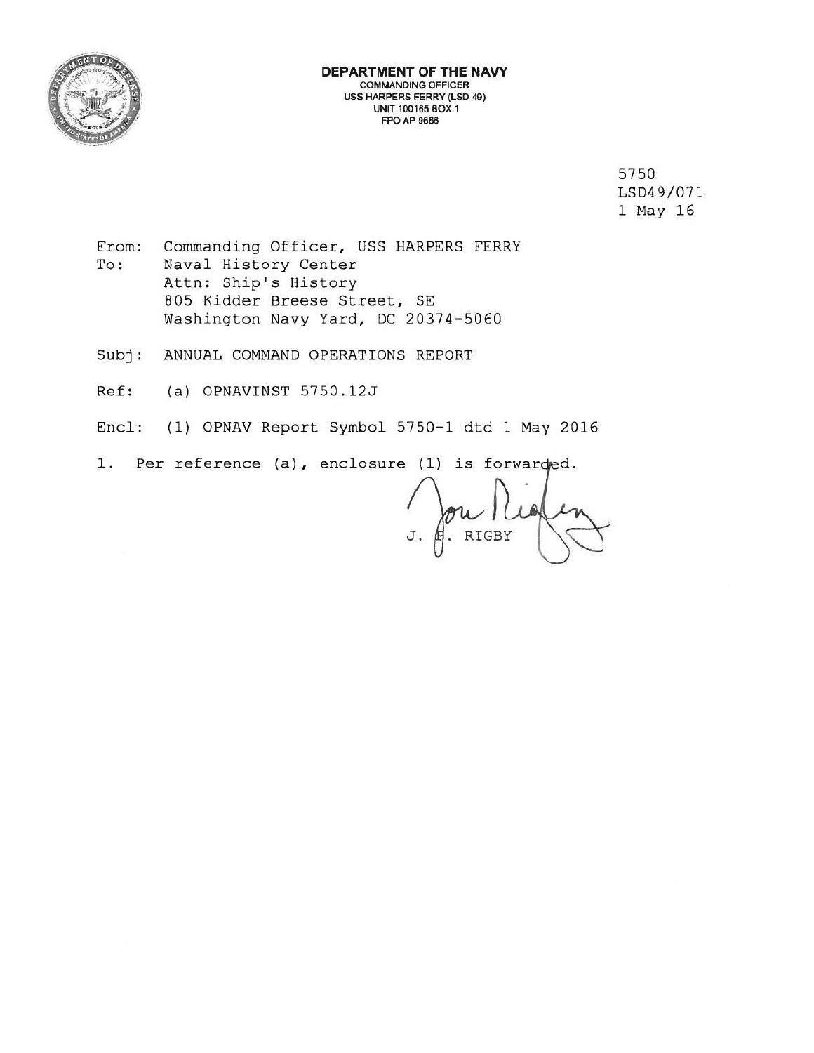**DEPARTMENT OF THE NAVY**
COMMANDING OFFICER
USS HARPERS FERRY (LSD 49)
UNIT 100165 BOX 1
FPO AP 9666

5750
LSD49/071
1 May 16

From: Commanding Officer, USS HARPERS FERRY
To: Naval History Center
Attn: Ship's History
805 Kidder Breese Street, SE
Washington Navy Yard, DC 20374-5060

Subj: ANNUAL COMMAND OPERATIONS REPORT

Ref: (a) OPNAVINST 5750.12J

Encl: (1) OPNAV Report Symbol 5750-1 dtd 1 May 2016

1. Per reference (a), enclosure (1) is forwarded.

J. E. RIGBY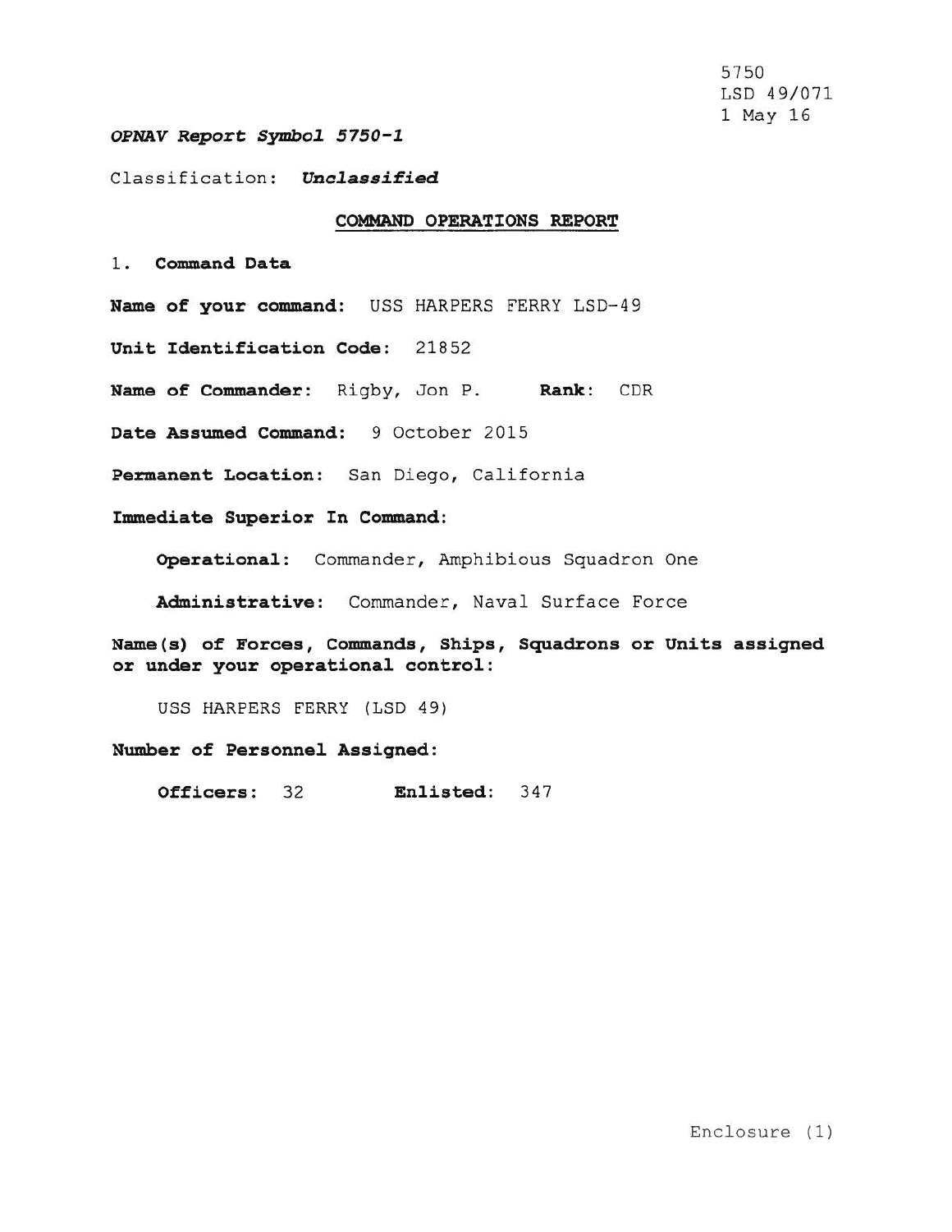5750
LSD 49/071
1 May 16

***OPNAV Report Symbol 5750-1***

Classification: ***Unclassified***

## COMMAND OPERATIONS REPORT

1. **Command Data**

**Name of your command:** USS HARPERS FERRY LSD-49

**Unit Identification Code:** 21852

**Name of Commander:** Rigby, Jon P. **Rank:** CDR

**Date Assumed Command:** 9 October 2015

**Permanent Location:** San Diego, California

**Immediate Superior In Command:**

**Operational:** Commander, Amphibious Squadron One

**Administrative:** Commander, Naval Surface Force

**Name(s) of Forces, Commands, Ships, Squadrons or Units assigned or under your operational control:**

USS HARPERS FERRY (LSD 49)

**Number of Personnel Assigned:**

**Officers:** 32 **Enlisted:** 347

Enclosure (1)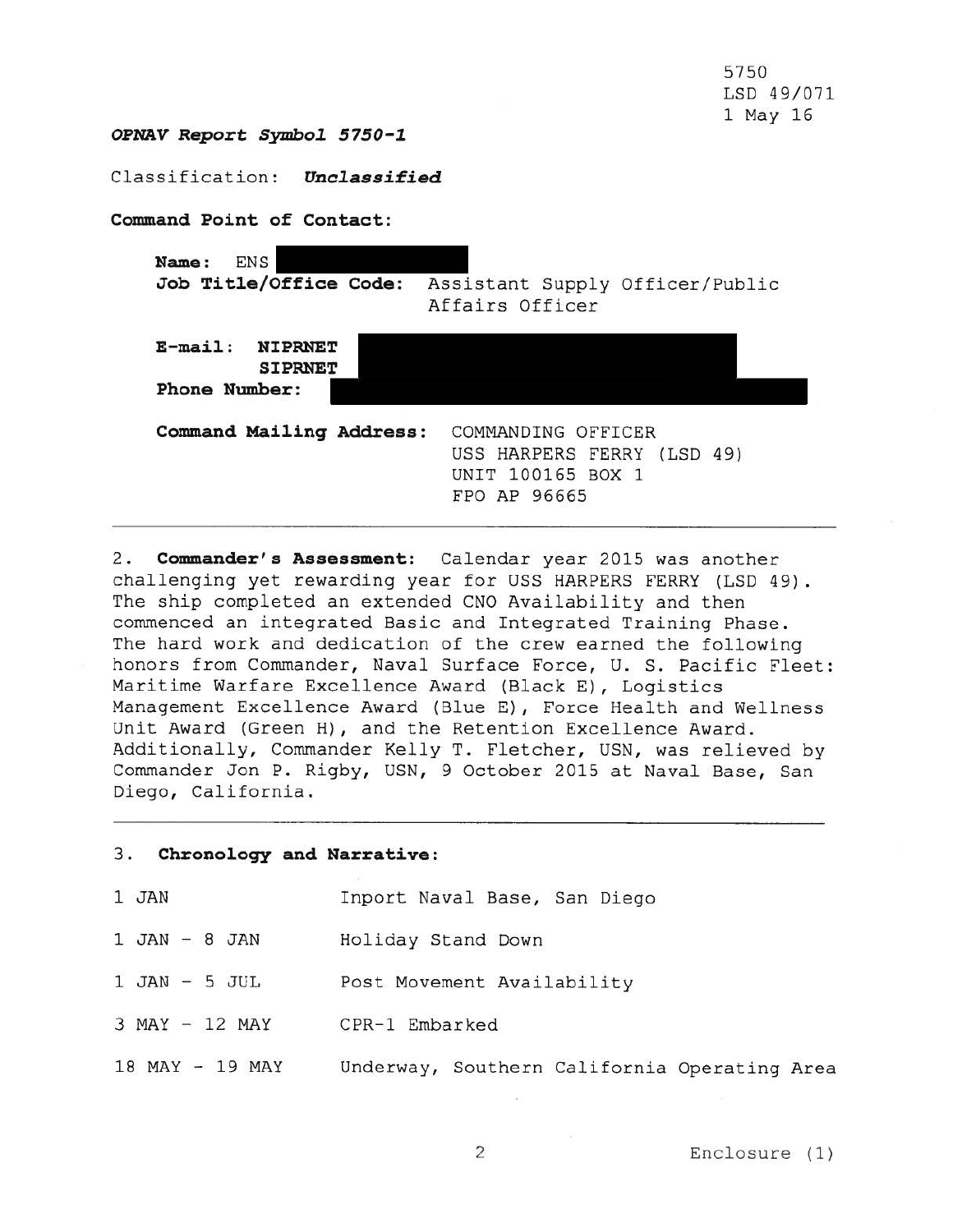5750
LSD 49/071
1 May 16

***OPNAV Report Symbol 5750-1***

Classification: ***Unclassified***

**Command Point of Contact:**

**Name:** ENS

**Job Title/Office Code:** Assistant Supply Officer/Public Affairs Officer

**E-mail: NIPRNET**
**SIPRNET**

**Phone Number:**

**Command Mailing Address:** COMMANDING OFFICER
USS HARPERS FERRY (LSD 49)
UNIT 100165 BOX 1
FPO AP 96665

---

2. **Commander's Assessment:** Calendar year 2015 was another challenging yet rewarding year for USS HARPERS FERRY (LSD 49). The ship completed an extended CNO Availability and then commenced an integrated Basic and Integrated Training Phase. The hard work and dedication of the crew earned the following honors from Commander, Naval Surface Force, U. S. Pacific Fleet: Maritime Warfare Excellence Award (Black E), Logistics Management Excellence Award (Blue E), Force Health and Wellness Unit Award (Green H), and the Retention Excellence Award. Additionally, Commander Kelly T. Fletcher, USN, was relieved by Commander Jon P. Rigby, USN, 9 October 2015 at Naval Base, San Diego, California.

---

3. **Chronology and Narrative:**

| | |
|---|---|
| 1 JAN | Inport Naval Base, San Diego |
| 1 JAN - 8 JAN | Holiday Stand Down |
| 1 JAN - 5 JUL | Post Movement Availability |
| 3 MAY - 12 MAY | CPR-1 Embarked |
| 18 MAY - 19 MAY | Underway, Southern California Operating Area |

Enclosure (1)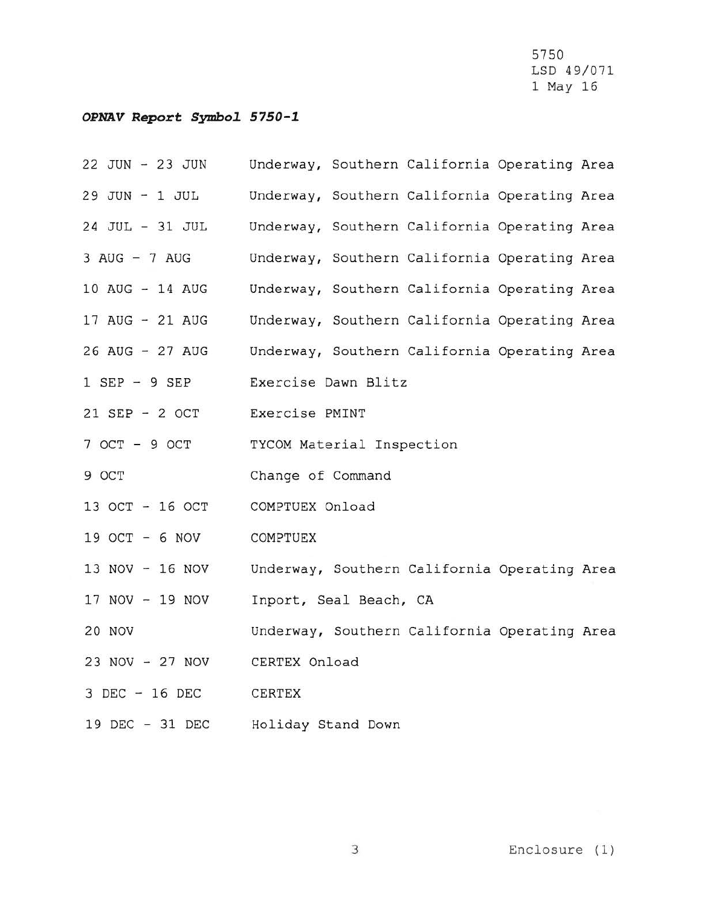5750
LSD 49/071
1 May 16

***OPNAV Report Symbol 5750-1***

| | |
|---|---|
| 22 JUN - 23 JUN | Underway, Southern California Operating Area |
| 29 JUN - 1 JUL | Underway, Southern California Operating Area |
| 24 JUL - 31 JUL | Underway, Southern California Operating Area |
| 3 AUG - 7 AUG | Underway, Southern California Operating Area |
| 10 AUG - 14 AUG | Underway, Southern California Operating Area |
| 17 AUG - 21 AUG | Underway, Southern California Operating Area |
| 26 AUG - 27 AUG | Underway, Southern California Operating Area |
| 1 SEP - 9 SEP | Exercise Dawn Blitz |
| 21 SEP - 2 OCT | Exercise PMINT |
| 7 OCT - 9 OCT | TYCOM Material Inspection |
| 9 OCT | Change of Command |
| 13 OCT - 16 OCT | COMPTUEX Onload |
| 19 OCT - 6 NOV | COMPTUEX |
| 13 NOV - 16 NOV | Underway, Southern California Operating Area |
| 17 NOV - 19 NOV | Inport, Seal Beach, CA |
| 20 NOV | Underway, Southern California Operating Area |
| 23 NOV - 27 NOV | CERTEX Onload |
| 3 DEC - 16 DEC | CERTEX |
| 19 DEC - 31 DEC | Holiday Stand Down |

Enclosure (1)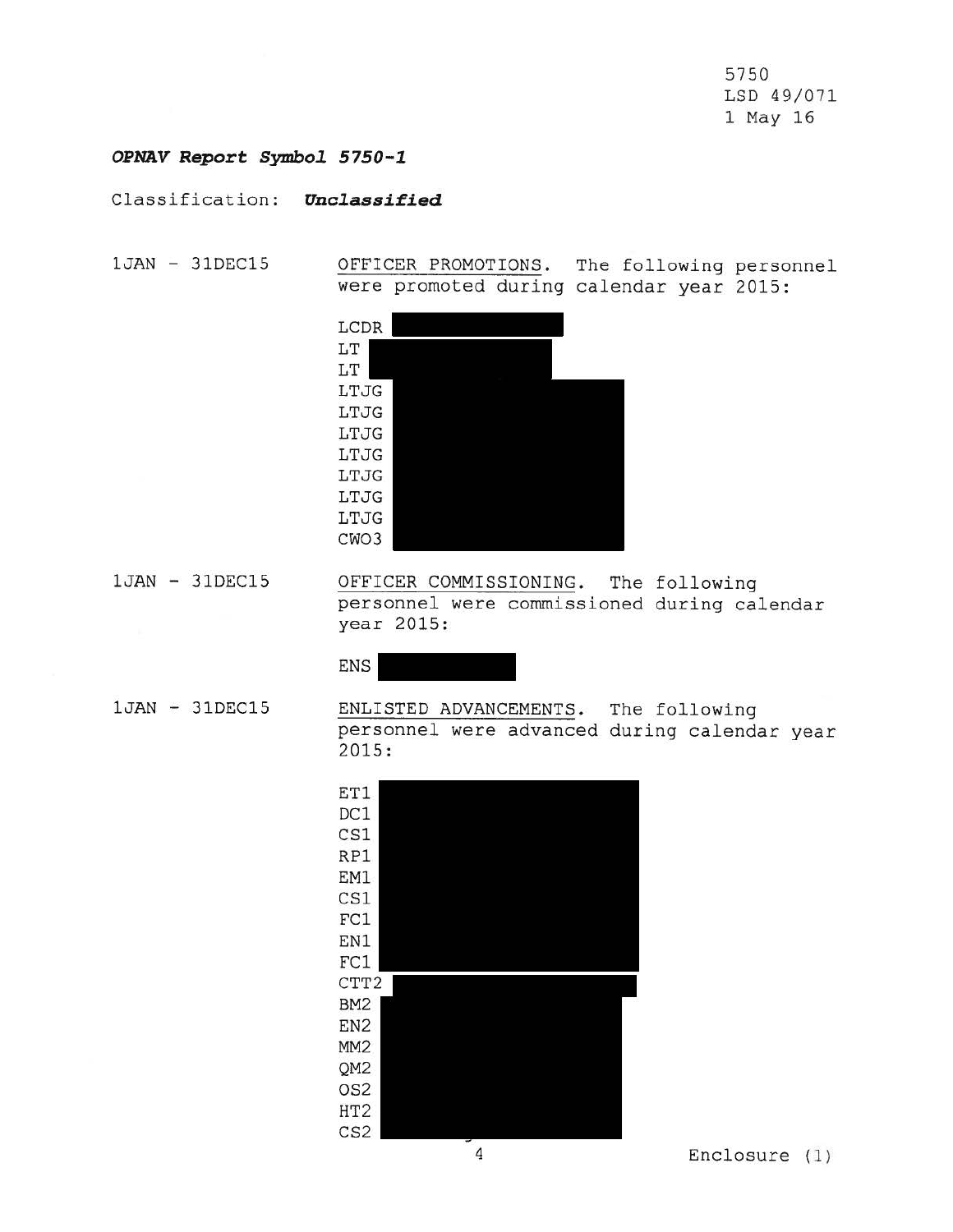5750
LSD 49/071
1 May 16

***OPNAV Report Symbol 5750-1***

Classification: ***Unclassified***

1JAN - 31DEC15 — OFFICER PROMOTIONS. The following personnel were promoted during calendar year 2015:

LCDR
LT
LT
LTJG
LTJG
LTJG
LTJG
LTJG
LTJG
LTJG
CWO3

1JAN - 31DEC15 — OFFICER COMMISSIONING. The following personnel were commissioned during calendar year 2015:

ENS

1JAN - 31DEC15 — ENLISTED ADVANCEMENTS. The following personnel were advanced during calendar year 2015:

ET1
DC1
CS1
RP1
EM1
CS1
FC1
EN1
FC1
CTT2
BM2
EN2
MM2
QM2
OS2
HT2
CS2

Enclosure (1)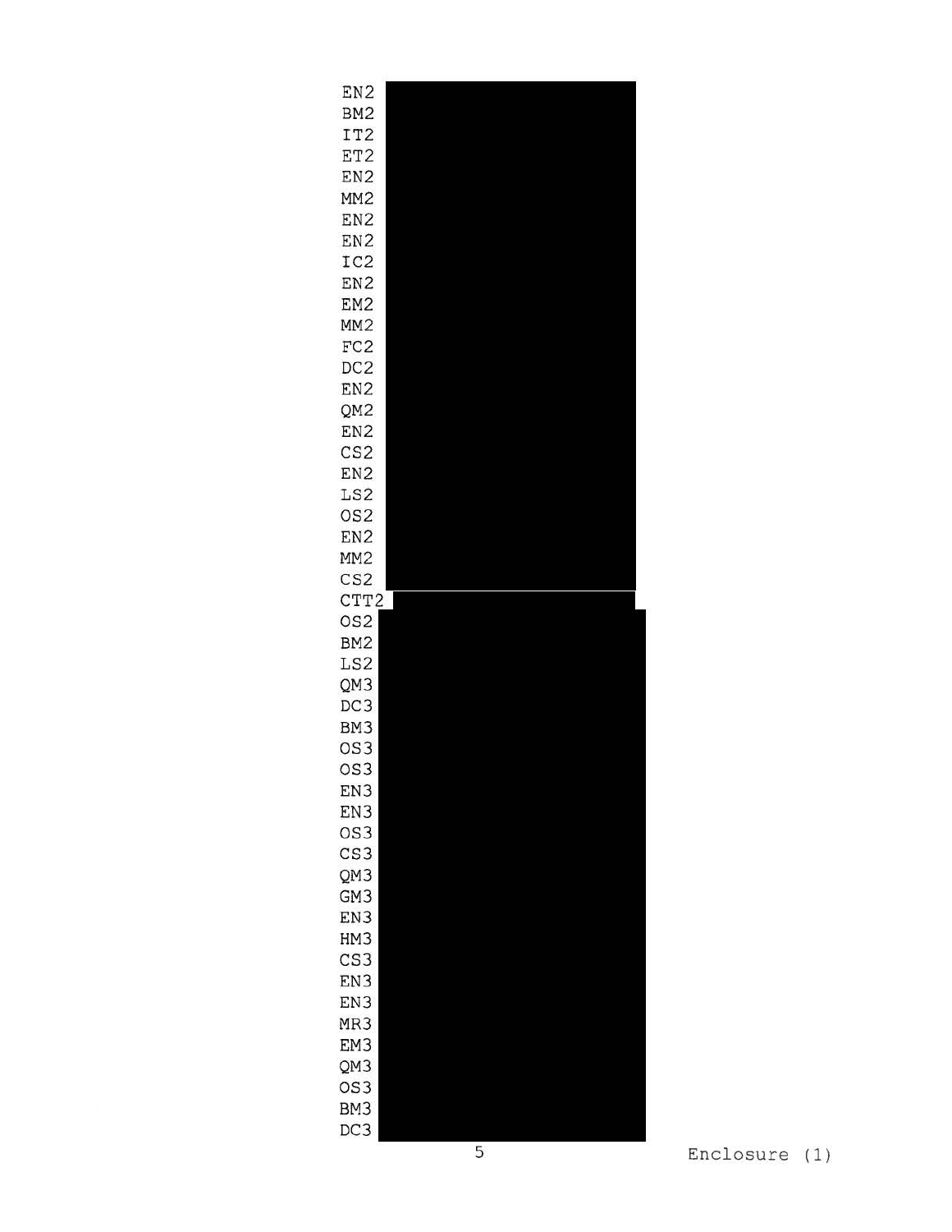EN2
BM2
IT2
ET2
EN2
MM2
EN2
EN2
IC2
EN2
EM2
MM2
FC2
DC2
EN2
QM2
EN2
CS2
EN2
LS2
OS2
EN2
MM2
CS2
CTT2
OS2
BM2
LS2
QM3
DC3
BM3
OS3
OS3
EN3
EN3
OS3
CS3
QM3
GM3
EN3
HM3
CS3
EN3
EN3
MR3
EM3
QM3
OS3
BM3
DC3

Enclosure (1)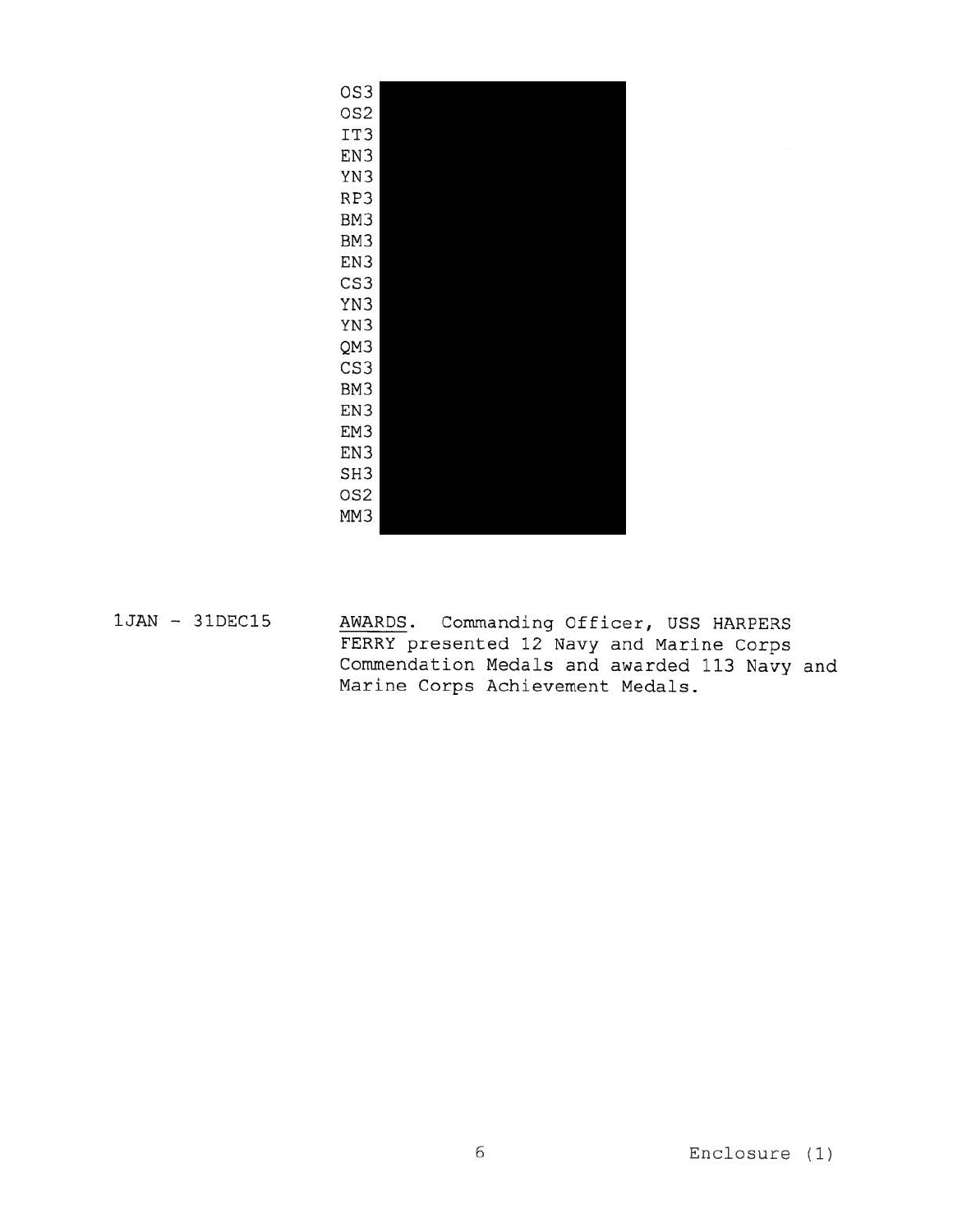OS3
OS2
IT3
EN3
YN3
RP3
BM3
BM3
EN3
CS3
YN3
YN3
QM3
CS3
BM3
EN3
EM3
EN3
SH3
OS2
MM3

1JAN - 31DEC15 AWARDS. Commanding Officer, USS HARPERS FERRY presented 12 Navy and Marine Corps Commendation Medals and awarded 113 Navy and Marine Corps Achievement Medals.

Enclosure (1)